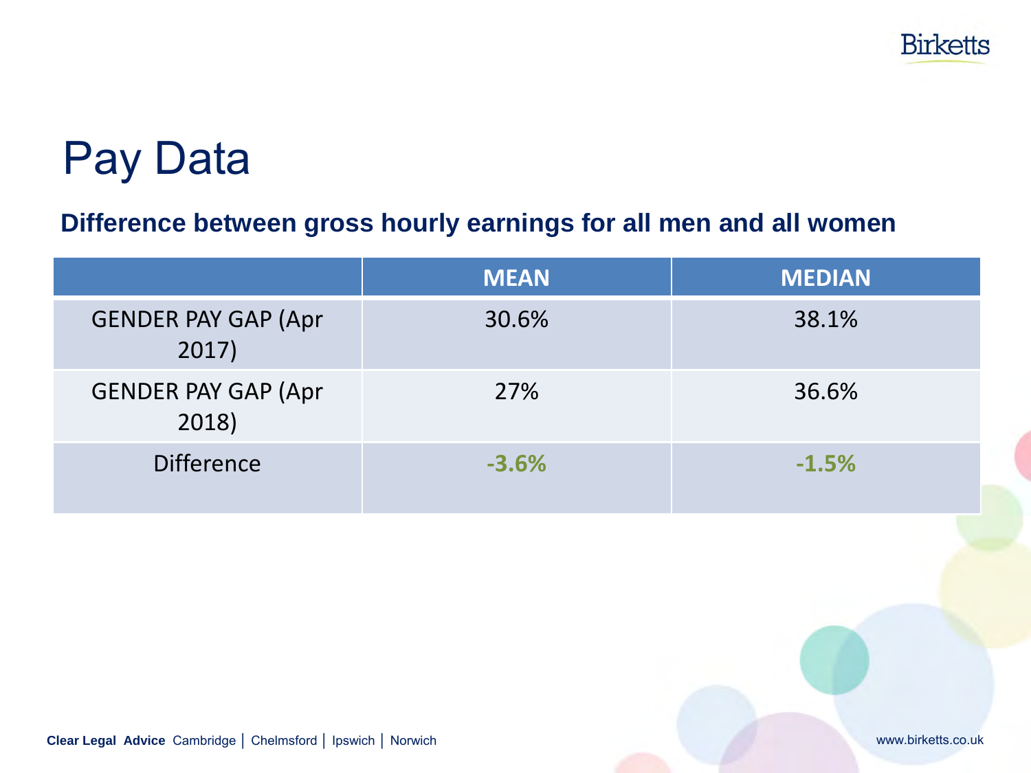# Pay Data

**Difference between gross hourly earnings for all men and all women**

| | MEAN | MEDIAN |
|---|---|---|
| GENDER PAY GAP (Apr 2017) | 30.6% | 38.1% |
| GENDER PAY GAP (Apr 2018) | 27% | 36.6% |
| Difference | **-3.6%** | **-1.5%** |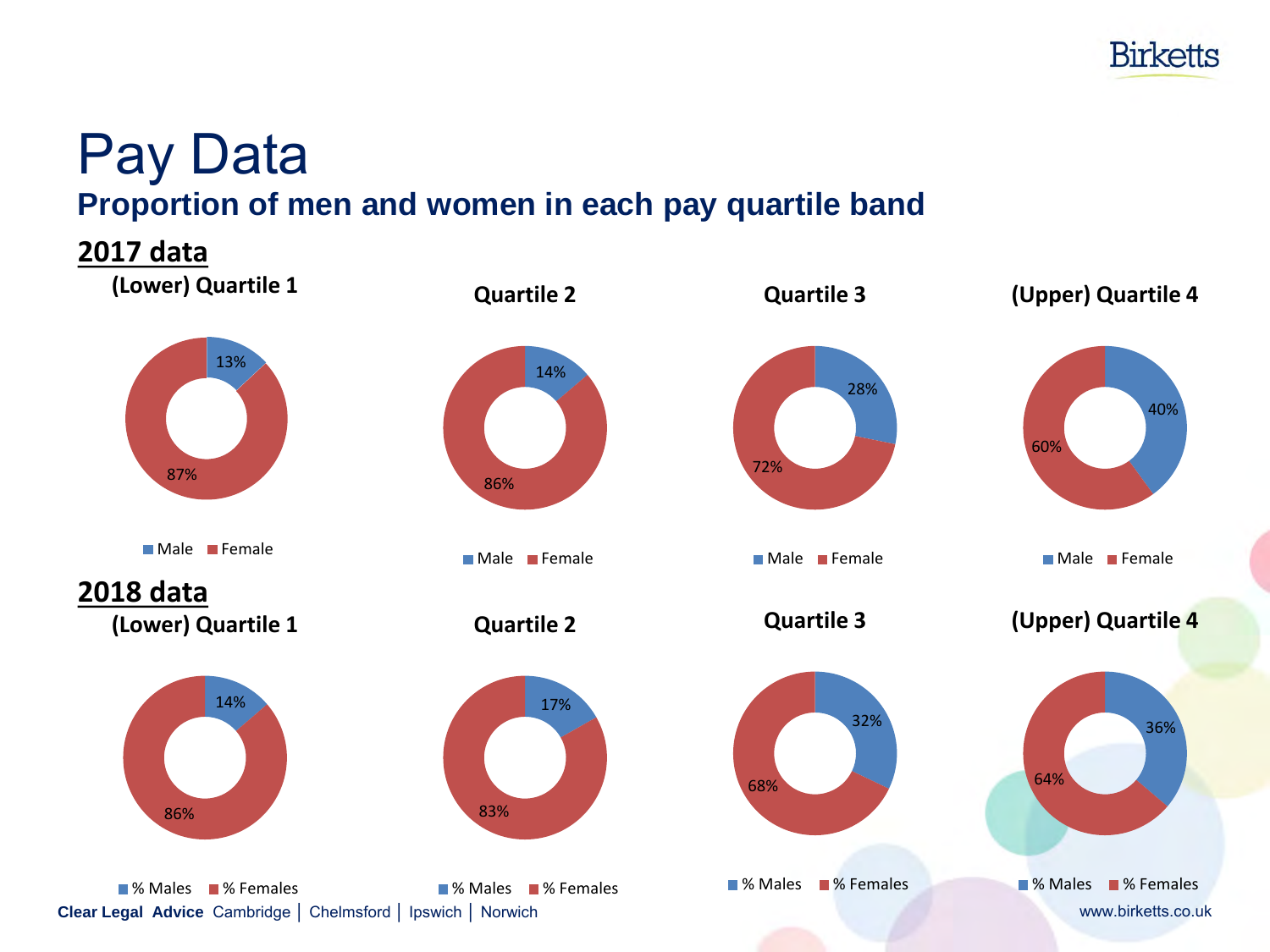# Pay Data

## Proportion of men and women in each pay quartile band

### 2017 data

| | (Lower) Quartile 1 | Quartile 2 | Quartile 3 | (Upper) Quartile 4 |
|---|---|---|---|---|
| Male | 13% | 14% | 28% | 40% |
| Female | 87% | 86% | 72% | 60% |

### 2018 data

| | (Lower) Quartile 1 | Quartile 2 | Quartile 3 | (Upper) Quartile 4 |
|---|---|---|---|---|
| % Males | 14% | 17% | 32% | 36% |
| % Females | 86% | 83% | 68% | 64% |

**Clear Legal Advice** Cambridge │ Chelmsford │ Ipswich │ Norwich

www.birketts.co.uk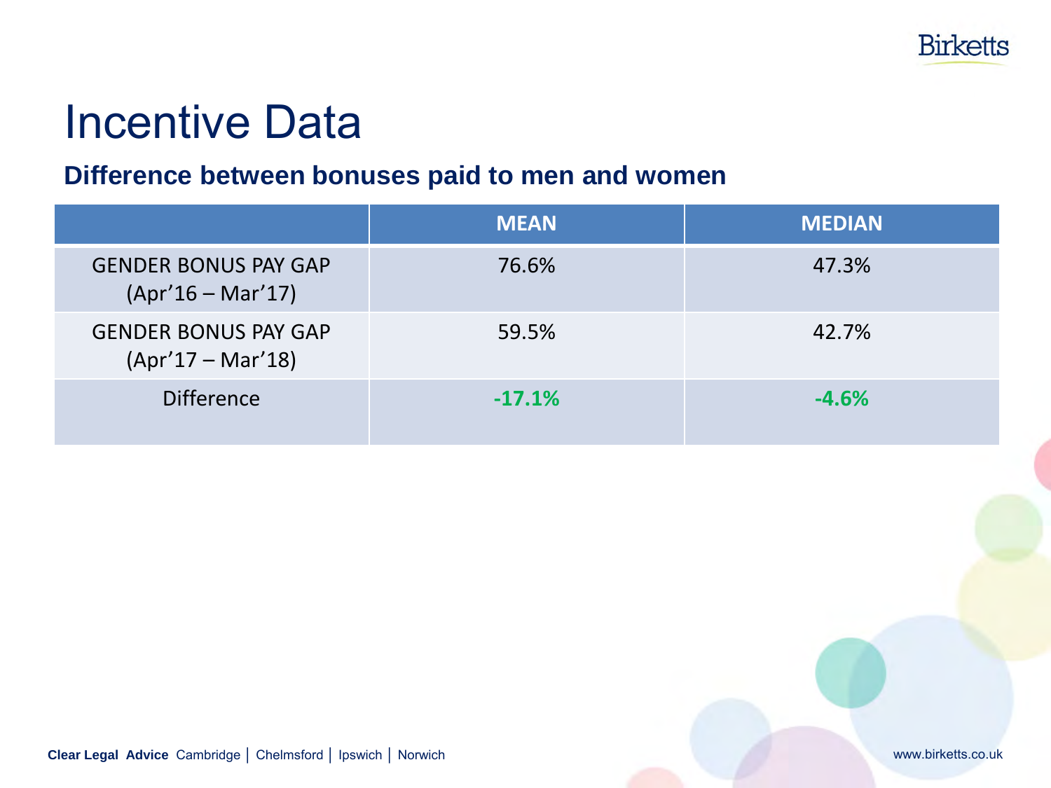# Incentive Data

## Difference between bonuses paid to men and women

| | MEAN | MEDIAN |
|---|---|---|
| GENDER BONUS PAY GAP (Apr'16 – Mar'17) | 76.6% | 47.3% |
| GENDER BONUS PAY GAP (Apr'17 – Mar'18) | 59.5% | 42.7% |
| Difference | **-17.1%** | **-4.6%** |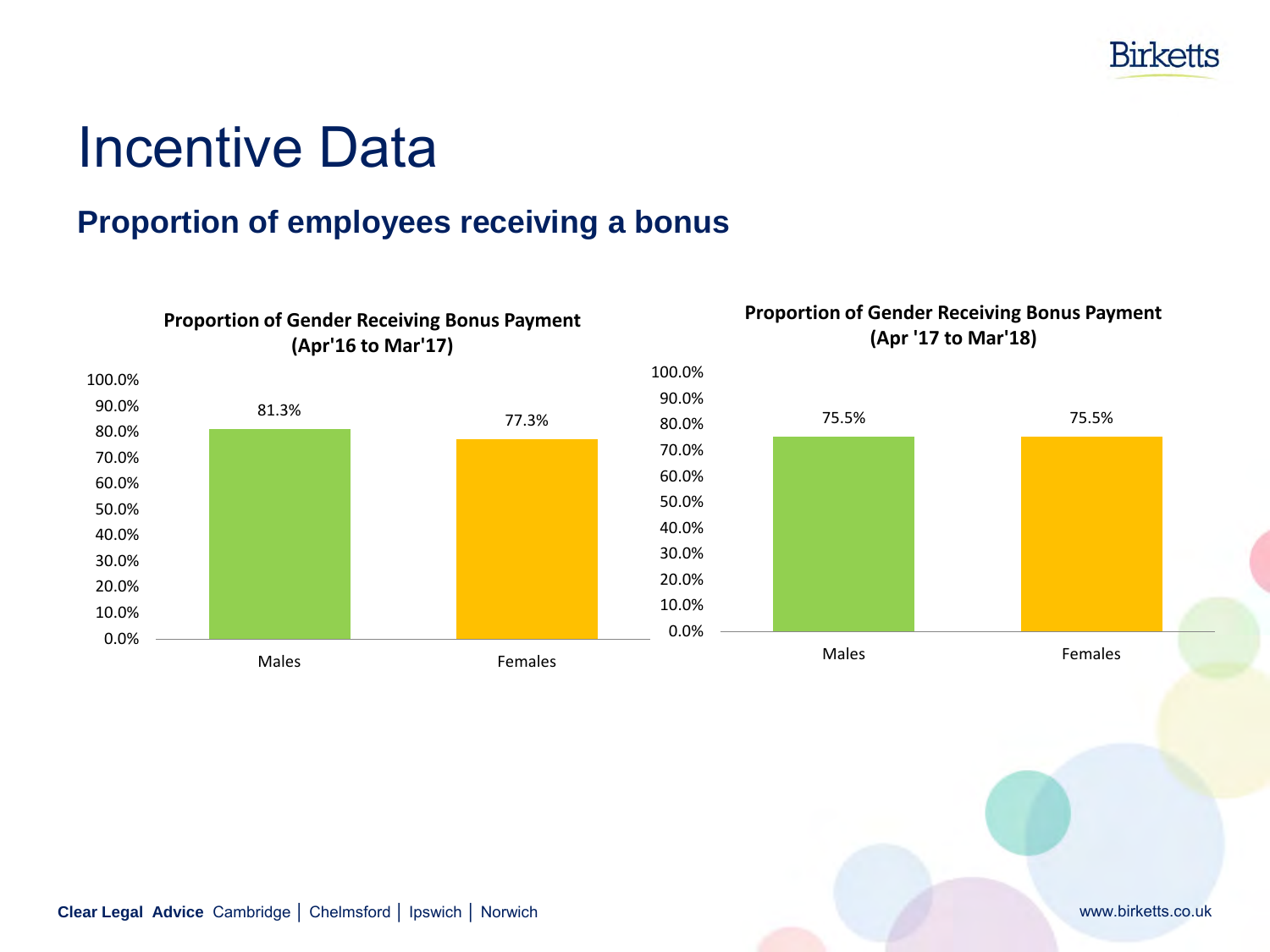# Incentive Data

## Proportion of employees receiving a bonus

**Proportion of Gender Receiving Bonus Payment (Apr'16 to Mar'17)**

100.0%
90.0%
80.0%
70.0%
60.0%
50.0%
40.0%
30.0%
20.0%
10.0%
0.0%

81.3%
77.3%

Males
Females

**Proportion of Gender Receiving Bonus Payment (Apr '17 to Mar'18)**

100.0%
90.0%
80.0%
70.0%
60.0%
50.0%
40.0%
30.0%
20.0%
10.0%
0.0%

75.5%
75.5%

Males
Females